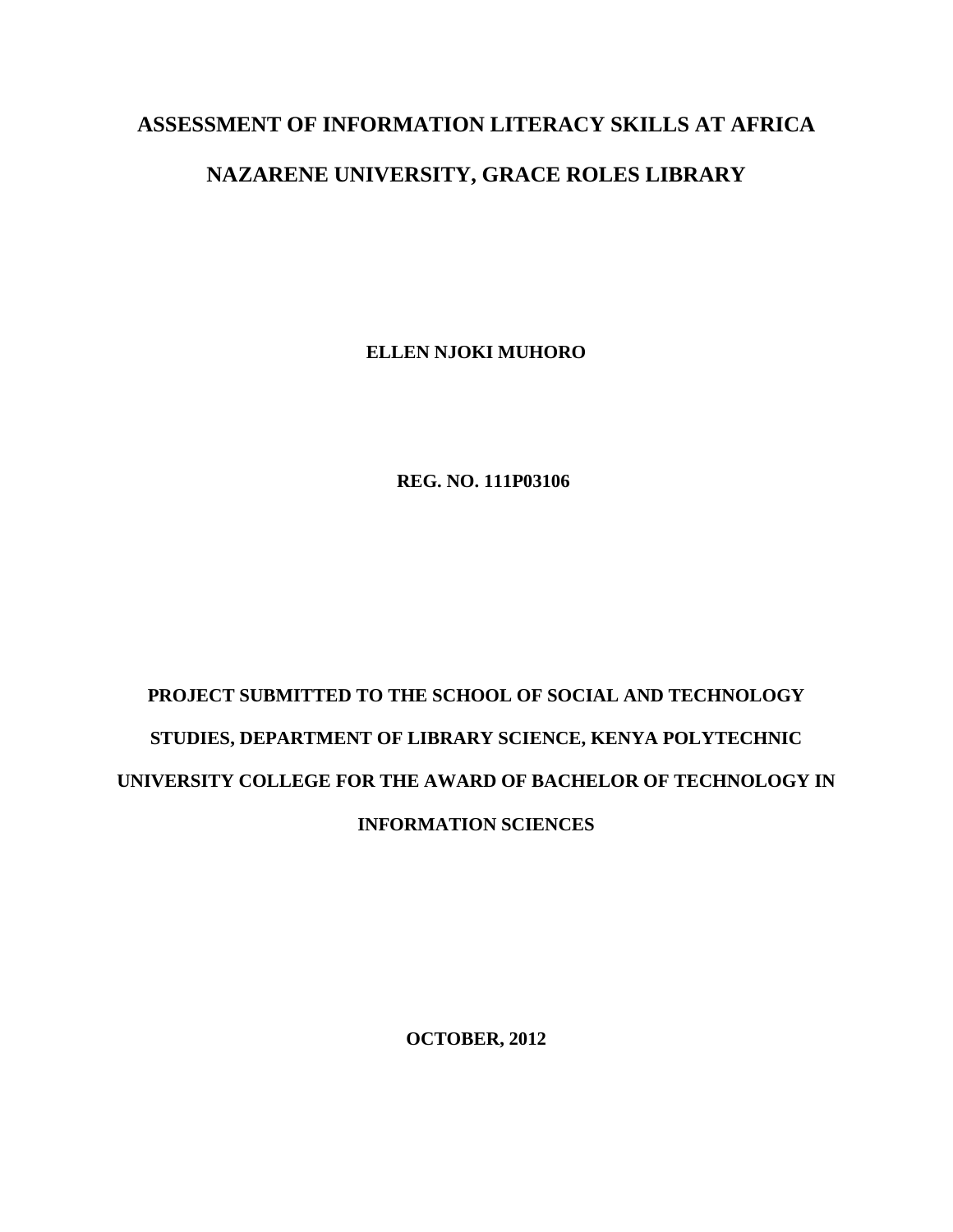# ASSESSMENT OF INFORMATION LITERACY SKILLS AT AFRICA NAZARENE UNIVERSITY, GRACE ROLES LIBRARY

**ELLEN NJOKI MUHORO**

**REG. NO. 111P03106**

**PROJECT SUBMITTED TO THE SCHOOL OF SOCIAL AND TECHNOLOGY STUDIES, DEPARTMENT OF LIBRARY SCIENCE, KENYA POLYTECHNIC UNIVERSITY COLLEGE FOR THE AWARD OF BACHELOR OF TECHNOLOGY IN INFORMATION SCIENCES**

**OCTOBER, 2012**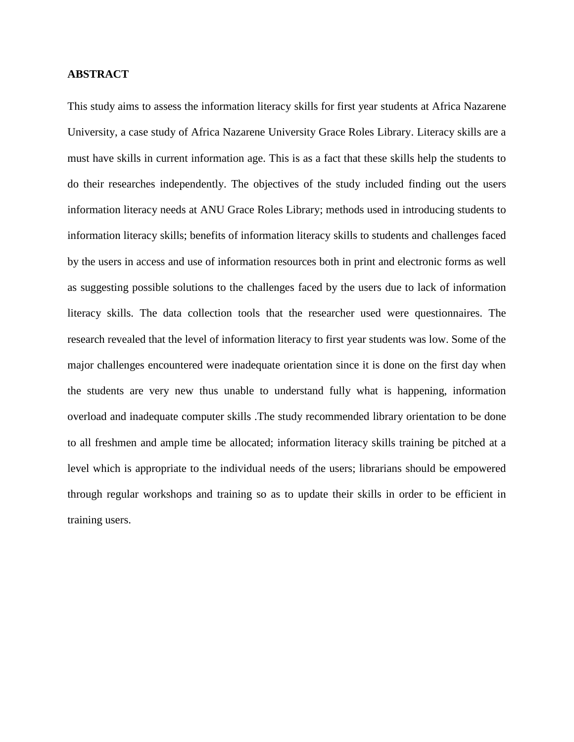**ABSTRACT**

This study aims to assess the information literacy skills for first year students at Africa Nazarene University, a case study of Africa Nazarene University Grace Roles Library. Literacy skills are a must have skills in current information age. This is as a fact that these skills help the students to do their researches independently. The objectives of the study included finding out the users information literacy needs at ANU Grace Roles Library; methods used in introducing students to information literacy skills; benefits of information literacy skills to students and challenges faced by the users in access and use of information resources both in print and electronic forms as well as suggesting possible solutions to the challenges faced by the users due to lack of information literacy skills. The data collection tools that the researcher used were questionnaires. The research revealed that the level of information literacy to first year students was low. Some of the major challenges encountered were inadequate orientation since it is done on the first day when the students are very new thus unable to understand fully what is happening, information overload and inadequate computer skills .The study recommended library orientation to be done to all freshmen and ample time be allocated; information literacy skills training be pitched at a level which is appropriate to the individual needs of the users; librarians should be empowered through regular workshops and training so as to update their skills in order to be efficient in training users.